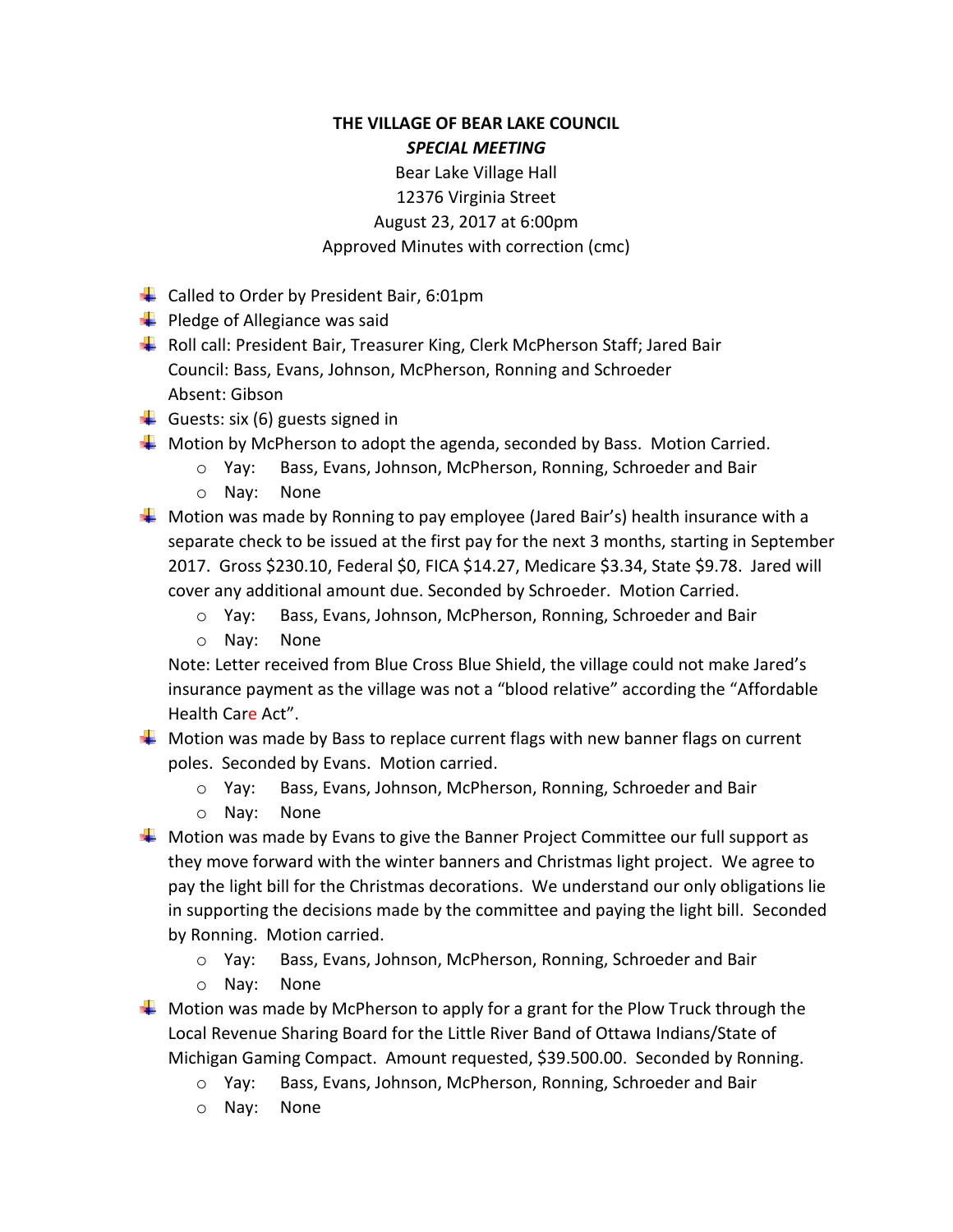**THE VILLAGE OF BEAR LAKE COUNCIL**

***SPECIAL MEETING***

Bear Lake Village Hall
12376 Virginia Street
August 23, 2017 at 6:00pm
Approved Minutes with correction (cmc)

- Called to Order by President Bair, 6:01pm
- Pledge of Allegiance was said
- Roll call: President Bair, Treasurer King, Clerk McPherson Staff; Jared Bair
  Council: Bass, Evans, Johnson, McPherson, Ronning and Schroeder
  Absent: Gibson
- Guests: six (6) guests signed in
- Motion by McPherson to adopt the agenda, seconded by Bass. Motion Carried.
  - Yay: Bass, Evans, Johnson, McPherson, Ronning, Schroeder and Bair
  - Nay: None
- Motion was made by Ronning to pay employee (Jared Bair's) health insurance with a separate check to be issued at the first pay for the next 3 months, starting in September 2017. Gross $230.10, Federal $0, FICA $14.27, Medicare $3.34, State $9.78. Jared will cover any additional amount due. Seconded by Schroeder. Motion Carried.
  - Yay: Bass, Evans, Johnson, McPherson, Ronning, Schroeder and Bair
  - Nay: None

  Note: Letter received from Blue Cross Blue Shield, the village could not make Jared's insurance payment as the village was not a "blood relative" according the "Affordable Health Care Act".
- Motion was made by Bass to replace current flags with new banner flags on current poles. Seconded by Evans. Motion carried.
  - Yay: Bass, Evans, Johnson, McPherson, Ronning, Schroeder and Bair
  - Nay: None
- Motion was made by Evans to give the Banner Project Committee our full support as they move forward with the winter banners and Christmas light project. We agree to pay the light bill for the Christmas decorations. We understand our only obligations lie in supporting the decisions made by the committee and paying the light bill. Seconded by Ronning. Motion carried.
  - Yay: Bass, Evans, Johnson, McPherson, Ronning, Schroeder and Bair
  - Nay: None
- Motion was made by McPherson to apply for a grant for the Plow Truck through the Local Revenue Sharing Board for the Little River Band of Ottawa Indians/State of Michigan Gaming Compact. Amount requested, $39.500.00. Seconded by Ronning.
  - Yay: Bass, Evans, Johnson, McPherson, Ronning, Schroeder and Bair
  - Nay: None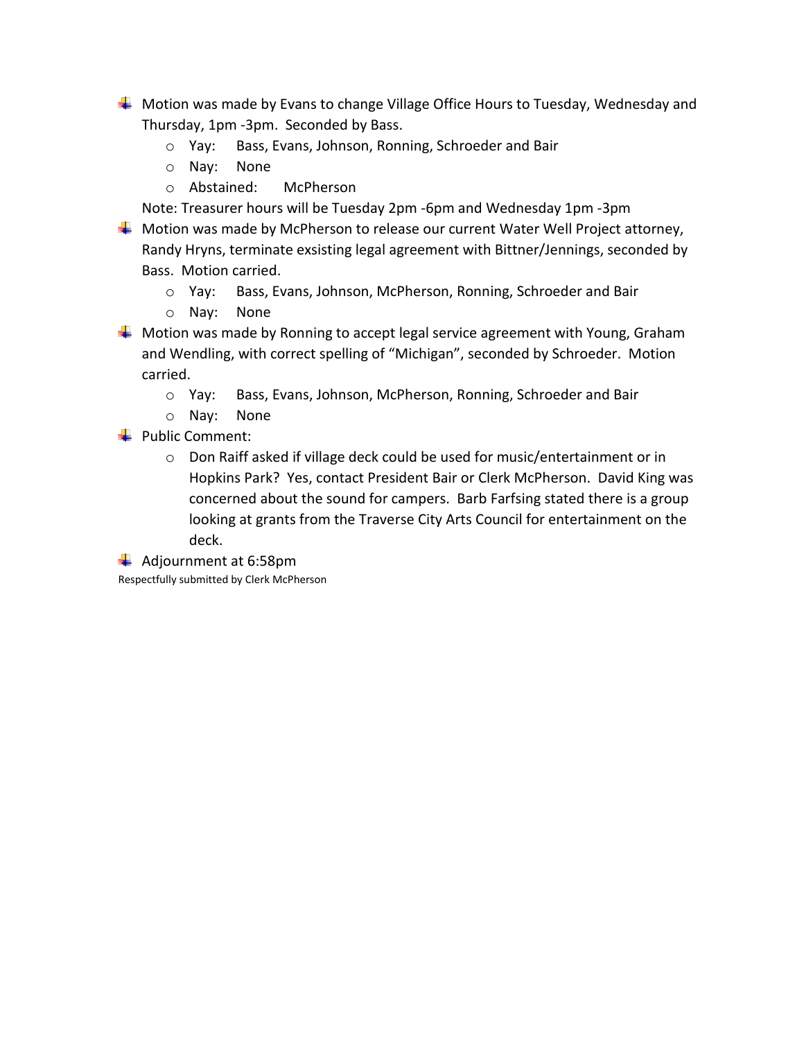- Motion was made by Evans to change Village Office Hours to Tuesday, Wednesday and Thursday, 1pm -3pm. Seconded by Bass.
  - Yay: Bass, Evans, Johnson, Ronning, Schroeder and Bair
  - Nay: None
  - Abstained: McPherson

  Note: Treasurer hours will be Tuesday 2pm -6pm and Wednesday 1pm -3pm
- Motion was made by McPherson to release our current Water Well Project attorney, Randy Hryns, terminate exsisting legal agreement with Bittner/Jennings, seconded by Bass. Motion carried.
  - Yay: Bass, Evans, Johnson, McPherson, Ronning, Schroeder and Bair
  - Nay: None
- Motion was made by Ronning to accept legal service agreement with Young, Graham and Wendling, with correct spelling of "Michigan", seconded by Schroeder. Motion carried.
  - Yay: Bass, Evans, Johnson, McPherson, Ronning, Schroeder and Bair
  - Nay: None
- Public Comment:
  - Don Raiff asked if village deck could be used for music/entertainment or in Hopkins Park? Yes, contact President Bair or Clerk McPherson. David King was concerned about the sound for campers. Barb Farfsing stated there is a group looking at grants from the Traverse City Arts Council for entertainment on the deck.
- Adjournment at 6:58pm

Respectfully submitted by Clerk McPherson